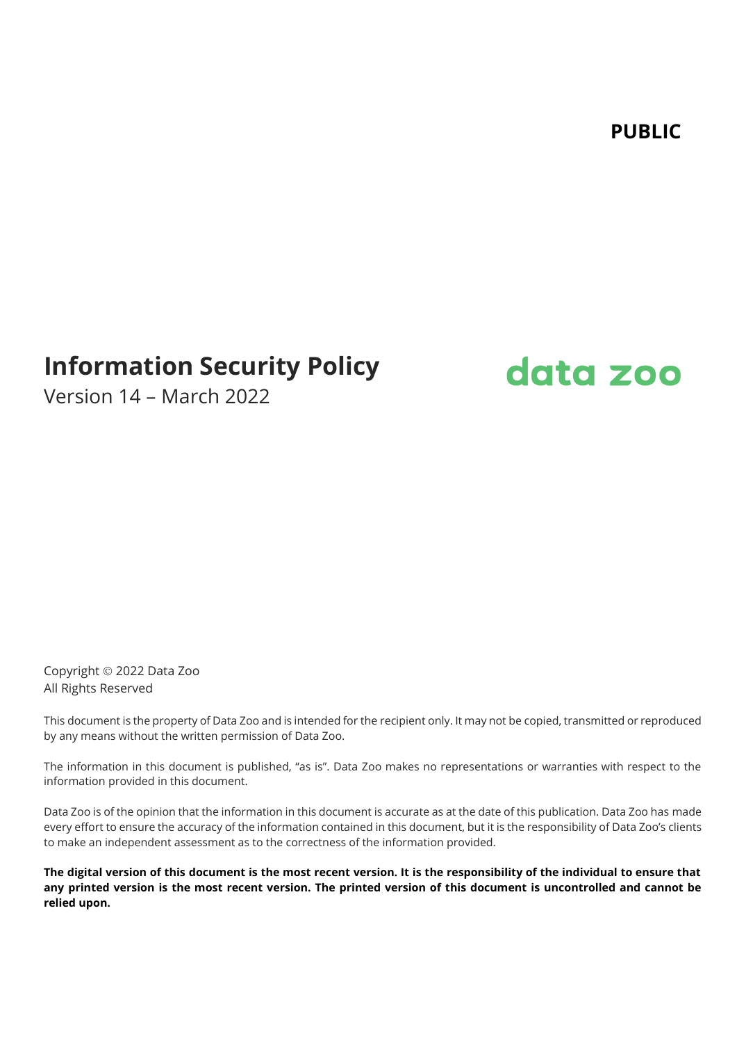**PUBLIC**

# Information Security Policy

Version 14 – March 2022

data zoo

Copyright © 2022 Data Zoo
All Rights Reserved

This document is the property of Data Zoo and is intended for the recipient only. It may not be copied, transmitted or reproduced by any means without the written permission of Data Zoo.

The information in this document is published, "as is". Data Zoo makes no representations or warranties with respect to the information provided in this document.

Data Zoo is of the opinion that the information in this document is accurate as at the date of this publication. Data Zoo has made every effort to ensure the accuracy of the information contained in this document, but it is the responsibility of Data Zoo's clients to make an independent assessment as to the correctness of the information provided.

**The digital version of this document is the most recent version. It is the responsibility of the individual to ensure that any printed version is the most recent version. The printed version of this document is uncontrolled and cannot be relied upon.**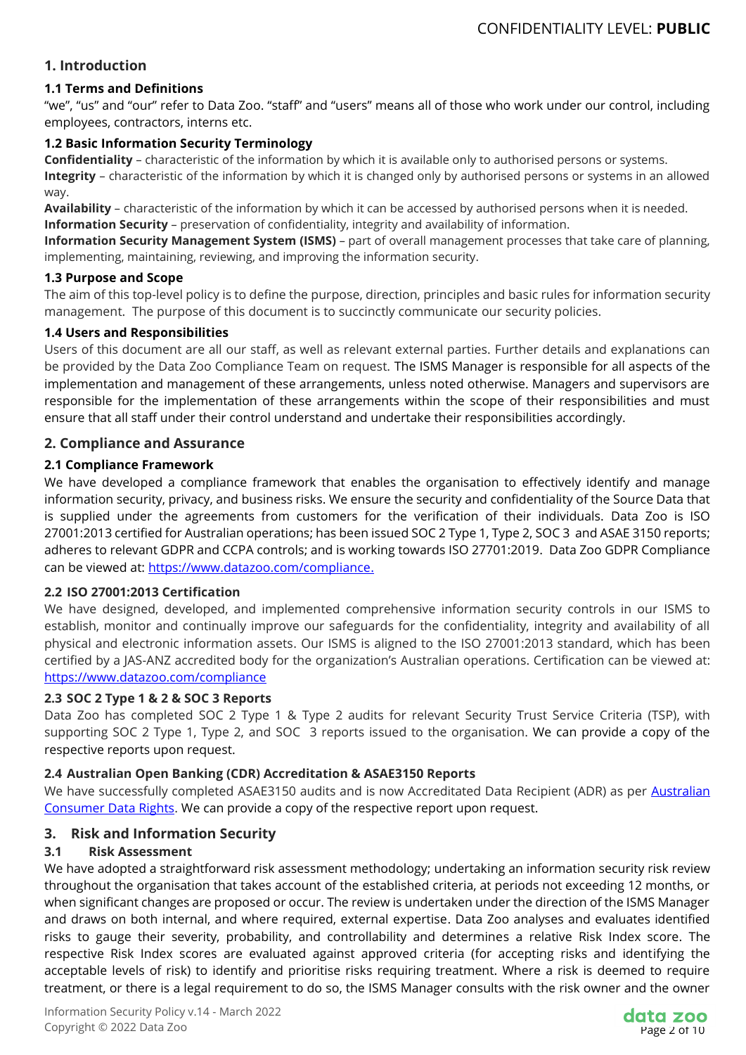## 1. Introduction

### 1.1 Terms and Definitions

"we", "us" and "our" refer to Data Zoo. "staff" and "users" means all of those who work under our control, including employees, contractors, interns etc.

### 1.2 Basic Information Security Terminology

**Confidentiality** – characteristic of the information by which it is available only to authorised persons or systems.
**Integrity** – characteristic of the information by which it is changed only by authorised persons or systems in an allowed way.
**Availability** – characteristic of the information by which it can be accessed by authorised persons when it is needed.
**Information Security** – preservation of confidentiality, integrity and availability of information.
**Information Security Management System (ISMS)** – part of overall management processes that take care of planning, implementing, maintaining, reviewing, and improving the information security.

### 1.3 Purpose and Scope

The aim of this top-level policy is to define the purpose, direction, principles and basic rules for information security management. The purpose of this document is to succinctly communicate our security policies.

### 1.4 Users and Responsibilities

Users of this document are all our staff, as well as relevant external parties. Further details and explanations can be provided by the Data Zoo Compliance Team on request. The ISMS Manager is responsible for all aspects of the implementation and management of these arrangements, unless noted otherwise. Managers and supervisors are responsible for the implementation of these arrangements within the scope of their responsibilities and must ensure that all staff under their control understand and undertake their responsibilities accordingly.

## 2. Compliance and Assurance

### 2.1 Compliance Framework

We have developed a compliance framework that enables the organisation to effectively identify and manage information security, privacy, and business risks. We ensure the security and confidentiality of the Source Data that is supplied under the agreements from customers for the verification of their individuals. Data Zoo is ISO 27001:2013 certified for Australian operations; has been issued SOC 2 Type 1, Type 2, SOC 3 and ASAE 3150 reports; adheres to relevant GDPR and CCPA controls; and is working towards ISO 27701:2019. Data Zoo GDPR Compliance can be viewed at: [https://www.datazoo.com/compliance.](https://www.datazoo.com/compliance)

### 2.2 ISO 27001:2013 Certification

We have designed, developed, and implemented comprehensive information security controls in our ISMS to establish, monitor and continually improve our safeguards for the confidentiality, integrity and availability of all physical and electronic information assets. Our ISMS is aligned to the ISO 27001:2013 standard, which has been certified by a JAS-ANZ accredited body for the organization's Australian operations. Certification can be viewed at: [https://www.datazoo.com/compliance](https://www.datazoo.com/compliance)

### 2.3 SOC 2 Type 1 & 2 & SOC 3 Reports

Data Zoo has completed SOC 2 Type 1 & Type 2 audits for relevant Security Trust Service Criteria (TSP), with supporting SOC 2 Type 1, Type 2, and SOC 3 reports issued to the organisation. We can provide a copy of the respective reports upon request.

### 2.4 Australian Open Banking (CDR) Accreditation & ASAE3150 Reports

We have successfully completed ASAE3150 audits and is now Accreditated Data Recipient (ADR) as per Australian Consumer Data Rights. We can provide a copy of the respective report upon request.

## 3. Risk and Information Security

### 3.1 Risk Assessment

We have adopted a straightforward risk assessment methodology; undertaking an information security risk review throughout the organisation that takes account of the established criteria, at periods not exceeding 12 months, or when significant changes are proposed or occur. The review is undertaken under the direction of the ISMS Manager and draws on both internal, and where required, external expertise. Data Zoo analyses and evaluates identified risks to gauge their severity, probability, and controllability and determines a relative Risk Index score. The respective Risk Index scores are evaluated against approved criteria (for accepting risks and identifying the acceptable levels of risk) to identify and prioritise risks requiring treatment. Where a risk is deemed to require treatment, or there is a legal requirement to do so, the ISMS Manager consults with the risk owner and the owner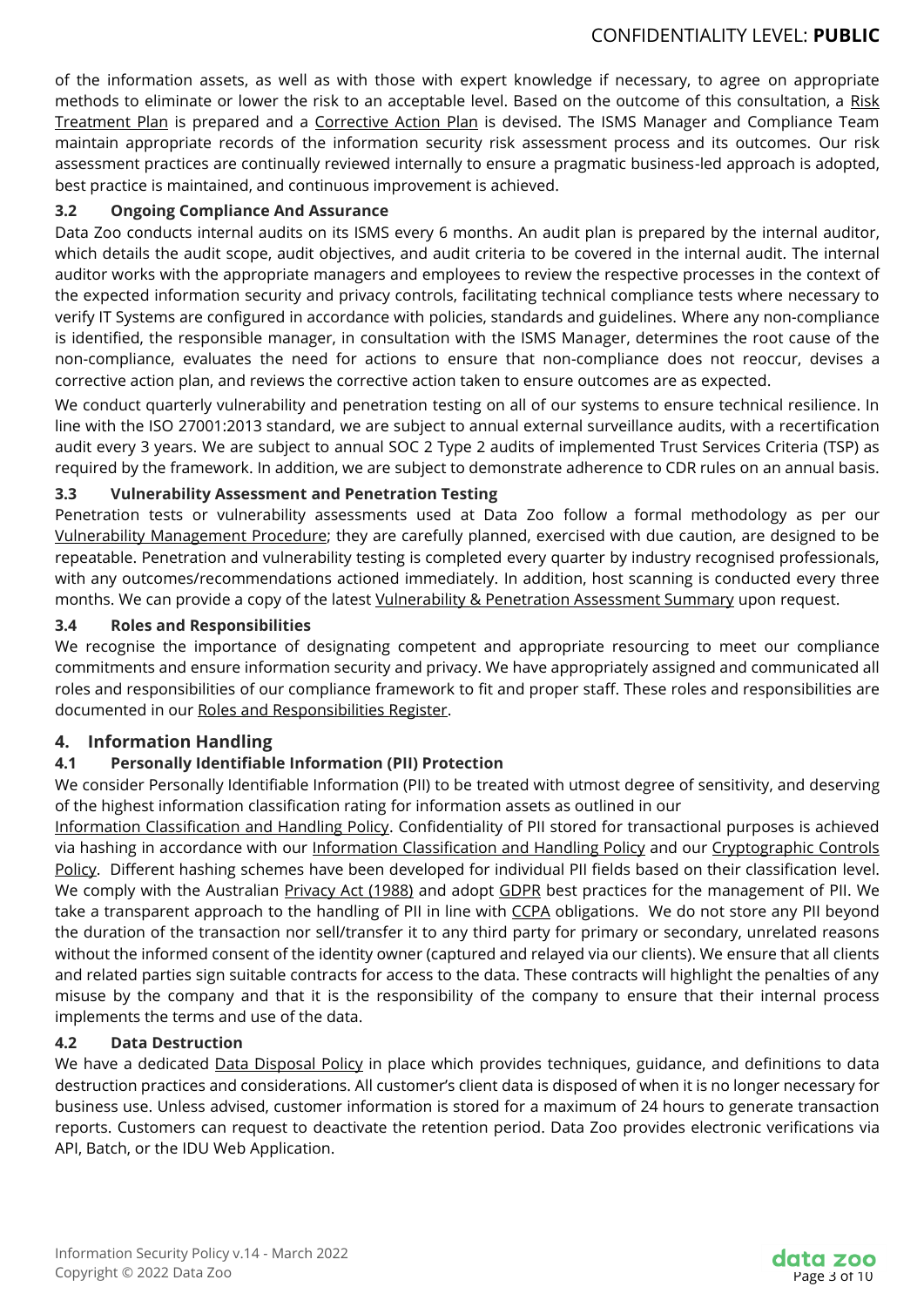of the information assets, as well as with those with expert knowledge if necessary, to agree on appropriate methods to eliminate or lower the risk to an acceptable level. Based on the outcome of this consultation, a Risk Treatment Plan is prepared and a Corrective Action Plan is devised. The ISMS Manager and Compliance Team maintain appropriate records of the information security risk assessment process and its outcomes. Our risk assessment practices are continually reviewed internally to ensure a pragmatic business-led approach is adopted, best practice is maintained, and continuous improvement is achieved.

### 3.2 Ongoing Compliance And Assurance

Data Zoo conducts internal audits on its ISMS every 6 months. An audit plan is prepared by the internal auditor, which details the audit scope, audit objectives, and audit criteria to be covered in the internal audit. The internal auditor works with the appropriate managers and employees to review the respective processes in the context of the expected information security and privacy controls, facilitating technical compliance tests where necessary to verify IT Systems are configured in accordance with policies, standards and guidelines. Where any non-compliance is identified, the responsible manager, in consultation with the ISMS Manager, determines the root cause of the non-compliance, evaluates the need for actions to ensure that non-compliance does not reoccur, devises a corrective action plan, and reviews the corrective action taken to ensure outcomes are as expected.

We conduct quarterly vulnerability and penetration testing on all of our systems to ensure technical resilience. In line with the ISO 27001:2013 standard, we are subject to annual external surveillance audits, with a recertification audit every 3 years. We are subject to annual SOC 2 Type 2 audits of implemented Trust Services Criteria (TSP) as required by the framework. In addition, we are subject to demonstrate adherence to CDR rules on an annual basis.

### 3.3 Vulnerability Assessment and Penetration Testing

Penetration tests or vulnerability assessments used at Data Zoo follow a formal methodology as per our Vulnerability Management Procedure; they are carefully planned, exercised with due caution, are designed to be repeatable. Penetration and vulnerability testing is completed every quarter by industry recognised professionals, with any outcomes/recommendations actioned immediately. In addition, host scanning is conducted every three months. We can provide a copy of the latest Vulnerability & Penetration Assessment Summary upon request.

### 3.4 Roles and Responsibilities

We recognise the importance of designating competent and appropriate resourcing to meet our compliance commitments and ensure information security and privacy. We have appropriately assigned and communicated all roles and responsibilities of our compliance framework to fit and proper staff. These roles and responsibilities are documented in our Roles and Responsibilities Register.

## 4. Information Handling

### 4.1 Personally Identifiable Information (PII) Protection

We consider Personally Identifiable Information (PII) to be treated with utmost degree of sensitivity, and deserving of the highest information classification rating for information assets as outlined in our Information Classification and Handling Policy. Confidentiality of PII stored for transactional purposes is achieved via hashing in accordance with our Information Classification and Handling Policy and our Cryptographic Controls Policy. Different hashing schemes have been developed for individual PII fields based on their classification level. We comply with the Australian Privacy Act (1988) and adopt GDPR best practices for the management of PII. We take a transparent approach to the handling of PII in line with CCPA obligations. We do not store any PII beyond the duration of the transaction nor sell/transfer it to any third party for primary or secondary, unrelated reasons without the informed consent of the identity owner (captured and relayed via our clients). We ensure that all clients and related parties sign suitable contracts for access to the data. These contracts will highlight the penalties of any misuse by the company and that it is the responsibility of the company to ensure that their internal process implements the terms and use of the data.

### 4.2 Data Destruction

We have a dedicated Data Disposal Policy in place which provides techniques, guidance, and definitions to data destruction practices and considerations. All customer's client data is disposed of when it is no longer necessary for business use. Unless advised, customer information is stored for a maximum of 24 hours to generate transaction reports. Customers can request to deactivate the retention period. Data Zoo provides electronic verifications via API, Batch, or the IDU Web Application.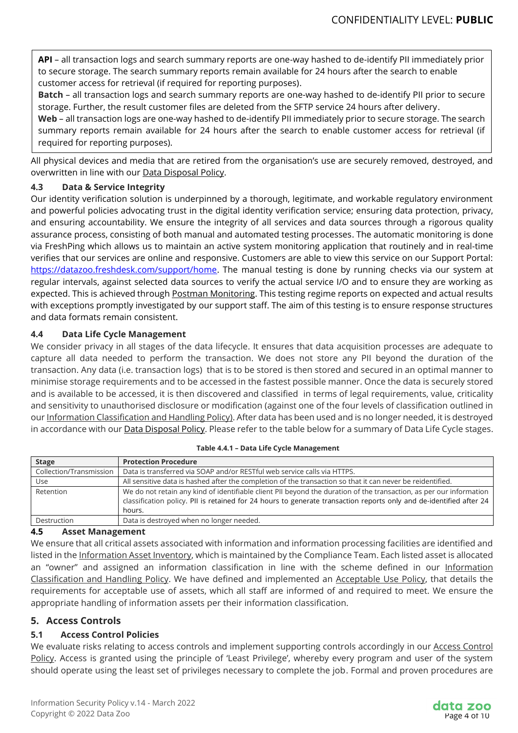**API** – all transaction logs and search summary reports are one-way hashed to de-identify PII immediately prior to secure storage. The search summary reports remain available for 24 hours after the search to enable customer access for retrieval (if required for reporting purposes).

**Batch** – all transaction logs and search summary reports are one-way hashed to de-identify PII prior to secure storage. Further, the result customer files are deleted from the SFTP service 24 hours after delivery.

**Web** – all transaction logs are one-way hashed to de-identify PII immediately prior to secure storage. The search summary reports remain available for 24 hours after the search to enable customer access for retrieval (if required for reporting purposes).

All physical devices and media that are retired from the organisation's use are securely removed, destroyed, and overwritten in line with our Data Disposal Policy.

### 4.3 Data & Service Integrity

Our identity verification solution is underpinned by a thorough, legitimate, and workable regulatory environment and powerful policies advocating trust in the digital identity verification service; ensuring data protection, privacy, and ensuring accountability. We ensure the integrity of all services and data sources through a rigorous quality assurance process, consisting of both manual and automated testing processes. The automatic monitoring is done via FreshPing which allows us to maintain an active system monitoring application that routinely and in real-time verifies that our services are online and responsive. Customers are able to view this service on our Support Portal: https://datazoo.freshdesk.com/support/home. The manual testing is done by running checks via our system at regular intervals, against selected data sources to verify the actual service I/O and to ensure they are working as expected. This is achieved through Postman Monitoring. This testing regime reports on expected and actual results with exceptions promptly investigated by our support staff. The aim of this testing is to ensure response structures and data formats remain consistent.

### 4.4 Data Life Cycle Management

We consider privacy in all stages of the data lifecycle. It ensures that data acquisition processes are adequate to capture all data needed to perform the transaction. We does not store any PII beyond the duration of the transaction. Any data (i.e. transaction logs) that is to be stored is then stored and secured in an optimal manner to minimise storage requirements and to be accessed in the fastest possible manner. Once the data is securely stored and is available to be accessed, it is then discovered and classified in terms of legal requirements, value, criticality and sensitivity to unauthorised disclosure or modification (against one of the four levels of classification outlined in our Information Classification and Handling Policy). After data has been used and is no longer needed, it is destroyed in accordance with our Data Disposal Policy. Please refer to the table below for a summary of Data Life Cycle stages.

**Table 4.4.1 – Data Life Cycle Management**

| Stage | Protection Procedure |
|---|---|
| Collection/Transmission | Data is transferred via SOAP and/or RESTful web service calls via HTTPS. |
| Use | All sensitive data is hashed after the completion of the transaction so that it can never be reidentified. |
| Retention | We do not retain any kind of identifiable client PII beyond the duration of the transaction, as per our information classification policy. PII is retained for 24 hours to generate transaction reports only and de-identified after 24 hours. |
| Destruction | Data is destroyed when no longer needed. |

### 4.5 Asset Management

We ensure that all critical assets associated with information and information processing facilities are identified and listed in the Information Asset Inventory, which is maintained by the Compliance Team. Each listed asset is allocated an "owner" and assigned an information classification in line with the scheme defined in our Information Classification and Handling Policy. We have defined and implemented an Acceptable Use Policy, that details the requirements for acceptable use of assets, which all staff are informed of and required to meet. We ensure the appropriate handling of information assets per their information classification.

## 5. Access Controls

### 5.1 Access Control Policies

We evaluate risks relating to access controls and implement supporting controls accordingly in our Access Control Policy. Access is granted using the principle of 'Least Privilege', whereby every program and user of the system should operate using the least set of privileges necessary to complete the job. Formal and proven procedures are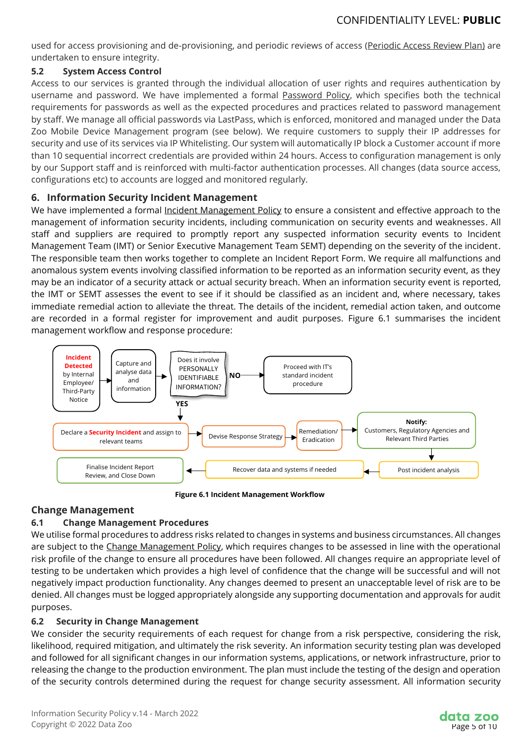used for access provisioning and de-provisioning, and periodic reviews of access (Periodic Access Review Plan) are undertaken to ensure integrity.

### 5.2 System Access Control

Access to our services is granted through the individual allocation of user rights and requires authentication by username and password. We have implemented a formal Password Policy, which specifies both the technical requirements for passwords as well as the expected procedures and practices related to password management by staff. We manage all official passwords via LastPass, which is enforced, monitored and managed under the Data Zoo Mobile Device Management program (see below). We require customers to supply their IP addresses for security and use of its services via IP Whitelisting. Our system will automatically IP block a Customer account if more than 10 sequential incorrect credentials are provided within 24 hours. Access to configuration management is only by our Support staff and is reinforced with multi-factor authentication processes. All changes (data source access, configurations etc) to accounts are logged and monitored regularly.

## 6. Information Security Incident Management

We have implemented a formal Incident Management Policy to ensure a consistent and effective approach to the management of information security incidents, including communication on security events and weaknesses. All staff and suppliers are required to promptly report any suspected information security events to Incident Management Team (IMT) or Senior Executive Management Team SEMT) depending on the severity of the incident. The responsible team then works together to complete an Incident Report Form. We require all malfunctions and anomalous system events involving classified information to be reported as an information security event, as they may be an indicator of a security attack or actual security breach. When an information security event is reported, the IMT or SEMT assesses the event to see if it should be classified as an incident and, where necessary, takes immediate remedial action to alleviate the threat. The details of the incident, remedial action taken, and outcome are recorded in a formal register for improvement and audit purposes. Figure 6.1 summarises the incident management workflow and response procedure:

Incident Detected by Internal Employee/ Third-Party Notice → Capture and analyse data and information → Does it involve PERSONALLY IDENTIFIABLE INFORMATION?

- NO → Proceed with IT's standard incident procedure
- YES → Declare a Security Incident and assign to relevant teams → Devise Response Strategy → Remediation/ Eradication → Notify: Customers, Regulatory Agencies and Relevant Third Parties → Post incident analysis → Recover data and systems if needed → Finalise Incident Report Review, and Close Down

**Figure 6.1 Incident Management Workflow**

## Change Management

### 6.1 Change Management Procedures

We utilise formal procedures to address risks related to changes in systems and business circumstances. All changes are subject to the Change Management Policy, which requires changes to be assessed in line with the operational risk profile of the change to ensure all procedures have been followed. All changes require an appropriate level of testing to be undertaken which provides a high level of confidence that the change will be successful and will not negatively impact production functionality. Any changes deemed to present an unacceptable level of risk are to be denied. All changes must be logged appropriately alongside any supporting documentation and approvals for audit purposes.

### 6.2 Security in Change Management

We consider the security requirements of each request for change from a risk perspective, considering the risk, likelihood, required mitigation, and ultimately the risk severity. An information security testing plan was developed and followed for all significant changes in our information systems, applications, or network infrastructure, prior to releasing the change to the production environment. The plan must include the testing of the design and operation of the security controls determined during the request for change security assessment. All information security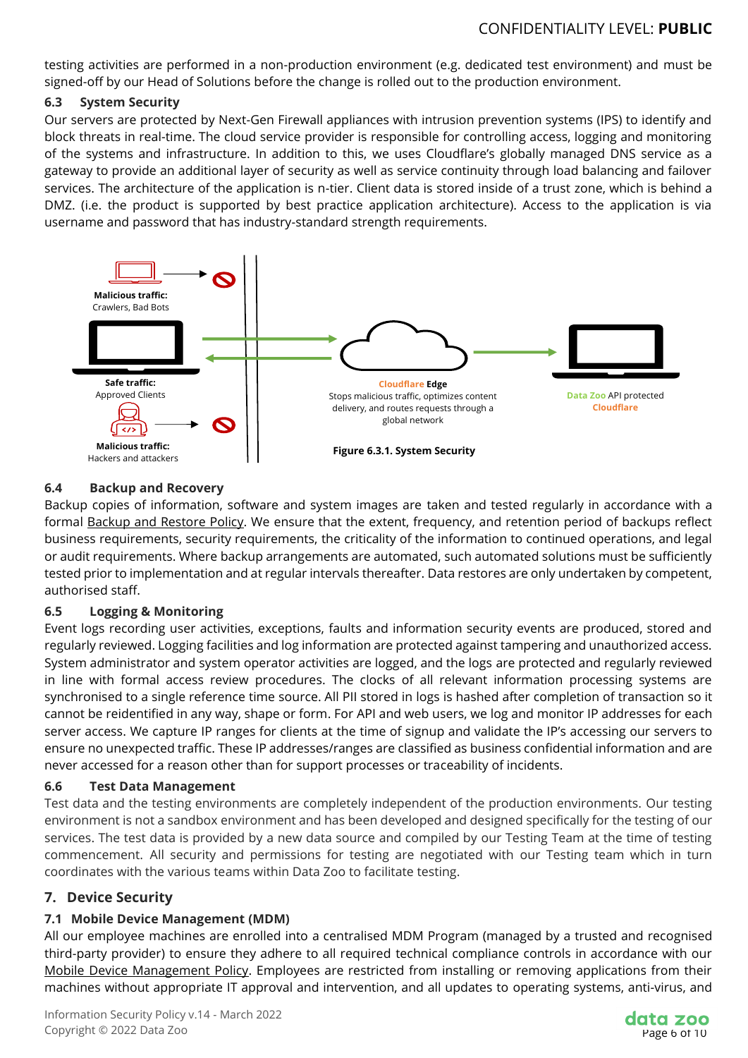testing activities are performed in a non-production environment (e.g. dedicated test environment) and must be signed-off by our Head of Solutions before the change is rolled out to the production environment.

### 6.3 System Security

Our servers are protected by Next-Gen Firewall appliances with intrusion prevention systems (IPS) to identify and block threats in real-time. The cloud service provider is responsible for controlling access, logging and monitoring of the systems and infrastructure. In addition to this, we uses Cloudflare's globally managed DNS service as a gateway to provide an additional layer of security as well as service continuity through load balancing and failover services. The architecture of the application is n-tier. Client data is stored inside of a trust zone, which is behind a DMZ. (i.e. the product is supported by best practice application architecture). Access to the application is via username and password that has industry-standard strength requirements.

**Malicious traffic:** Crawlers, Bad Bots

**Safe traffic:** Approved Clients

**Malicious traffic:** Hackers and attackers

**Cloudflare Edge** Stops malicious traffic, optimizes content delivery, and routes requests through a global network

**Data Zoo** API protected **Cloudflare**

**Figure 6.3.1. System Security**

### 6.4 Backup and Recovery

Backup copies of information, software and system images are taken and tested regularly in accordance with a formal Backup and Restore Policy. We ensure that the extent, frequency, and retention period of backups reflect business requirements, security requirements, the criticality of the information to continued operations, and legal or audit requirements. Where backup arrangements are automated, such automated solutions must be sufficiently tested prior to implementation and at regular intervals thereafter. Data restores are only undertaken by competent, authorised staff.

### 6.5 Logging & Monitoring

Event logs recording user activities, exceptions, faults and information security events are produced, stored and regularly reviewed. Logging facilities and log information are protected against tampering and unauthorized access. System administrator and system operator activities are logged, and the logs are protected and regularly reviewed in line with formal access review procedures. The clocks of all relevant information processing systems are synchronised to a single reference time source. All PII stored in logs is hashed after completion of transaction so it cannot be reidentified in any way, shape or form. For API and web users, we log and monitor IP addresses for each server access. We capture IP ranges for clients at the time of signup and validate the IP's accessing our servers to ensure no unexpected traffic. These IP addresses/ranges are classified as business confidential information and are never accessed for a reason other than for support processes or traceability of incidents.

### 6.6 Test Data Management

Test data and the testing environments are completely independent of the production environments. Our testing environment is not a sandbox environment and has been developed and designed specifically for the testing of our services. The test data is provided by a new data source and compiled by our Testing Team at the time of testing commencement. All security and permissions for testing are negotiated with our Testing team which in turn coordinates with the various teams within Data Zoo to facilitate testing.

## 7. Device Security

### 7.1 Mobile Device Management (MDM)

All our employee machines are enrolled into a centralised MDM Program (managed by a trusted and recognised third-party provider) to ensure they adhere to all required technical compliance controls in accordance with our Mobile Device Management Policy. Employees are restricted from installing or removing applications from their machines without appropriate IT approval and intervention, and all updates to operating systems, anti-virus, and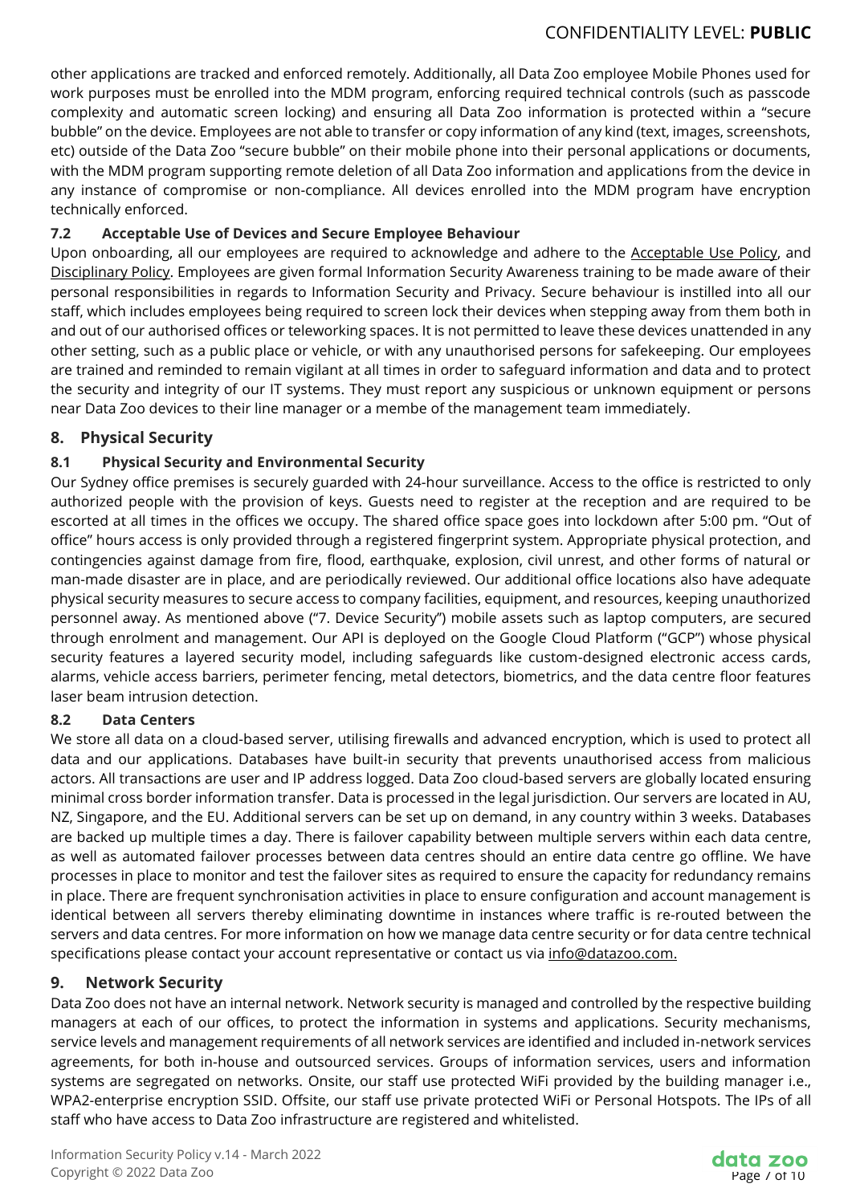other applications are tracked and enforced remotely. Additionally, all Data Zoo employee Mobile Phones used for work purposes must be enrolled into the MDM program, enforcing required technical controls (such as passcode complexity and automatic screen locking) and ensuring all Data Zoo information is protected within a "secure bubble" on the device. Employees are not able to transfer or copy information of any kind (text, images, screenshots, etc) outside of the Data Zoo "secure bubble" on their mobile phone into their personal applications or documents, with the MDM program supporting remote deletion of all Data Zoo information and applications from the device in any instance of compromise or non-compliance. All devices enrolled into the MDM program have encryption technically enforced.

### 7.2 Acceptable Use of Devices and Secure Employee Behaviour

Upon onboarding, all our employees are required to acknowledge and adhere to the Acceptable Use Policy, and Disciplinary Policy. Employees are given formal Information Security Awareness training to be made aware of their personal responsibilities in regards to Information Security and Privacy. Secure behaviour is instilled into all our staff, which includes employees being required to screen lock their devices when stepping away from them both in and out of our authorised offices or teleworking spaces. It is not permitted to leave these devices unattended in any other setting, such as a public place or vehicle, or with any unauthorised persons for safekeeping. Our employees are trained and reminded to remain vigilant at all times in order to safeguard information and data and to protect the security and integrity of our IT systems. They must report any suspicious or unknown equipment or persons near Data Zoo devices to their line manager or a membe of the management team immediately.

## 8. Physical Security

### 8.1 Physical Security and Environmental Security

Our Sydney office premises is securely guarded with 24-hour surveillance. Access to the office is restricted to only authorized people with the provision of keys. Guests need to register at the reception and are required to be escorted at all times in the offices we occupy. The shared office space goes into lockdown after 5:00 pm. "Out of office" hours access is only provided through a registered fingerprint system. Appropriate physical protection, and contingencies against damage from fire, flood, earthquake, explosion, civil unrest, and other forms of natural or man-made disaster are in place, and are periodically reviewed. Our additional office locations also have adequate physical security measures to secure access to company facilities, equipment, and resources, keeping unauthorized personnel away. As mentioned above ("7. Device Security") mobile assets such as laptop computers, are secured through enrolment and management. Our API is deployed on the Google Cloud Platform ("GCP") whose physical security features a layered security model, including safeguards like custom-designed electronic access cards, alarms, vehicle access barriers, perimeter fencing, metal detectors, biometrics, and the data centre floor features laser beam intrusion detection.

### 8.2 Data Centers

We store all data on a cloud-based server, utilising firewalls and advanced encryption, which is used to protect all data and our applications. Databases have built-in security that prevents unauthorised access from malicious actors. All transactions are user and IP address logged. Data Zoo cloud-based servers are globally located ensuring minimal cross border information transfer. Data is processed in the legal jurisdiction. Our servers are located in AU, NZ, Singapore, and the EU. Additional servers can be set up on demand, in any country within 3 weeks. Databases are backed up multiple times a day. There is failover capability between multiple servers within each data centre, as well as automated failover processes between data centres should an entire data centre go offline. We have processes in place to monitor and test the failover sites as required to ensure the capacity for redundancy remains in place. There are frequent synchronisation activities in place to ensure configuration and account management is identical between all servers thereby eliminating downtime in instances where traffic is re-routed between the servers and data centres. For more information on how we manage data centre security or for data centre technical specifications please contact your account representative or contact us via info@datazoo.com.

## 9. Network Security

Data Zoo does not have an internal network. Network security is managed and controlled by the respective building managers at each of our offices, to protect the information in systems and applications. Security mechanisms, service levels and management requirements of all network services are identified and included in-network services agreements, for both in-house and outsourced services. Groups of information services, users and information systems are segregated on networks. Onsite, our staff use protected WiFi provided by the building manager i.e., WPA2-enterprise encryption SSID. Offsite, our staff use private protected WiFi or Personal Hotspots. The IPs of all staff who have access to Data Zoo infrastructure are registered and whitelisted.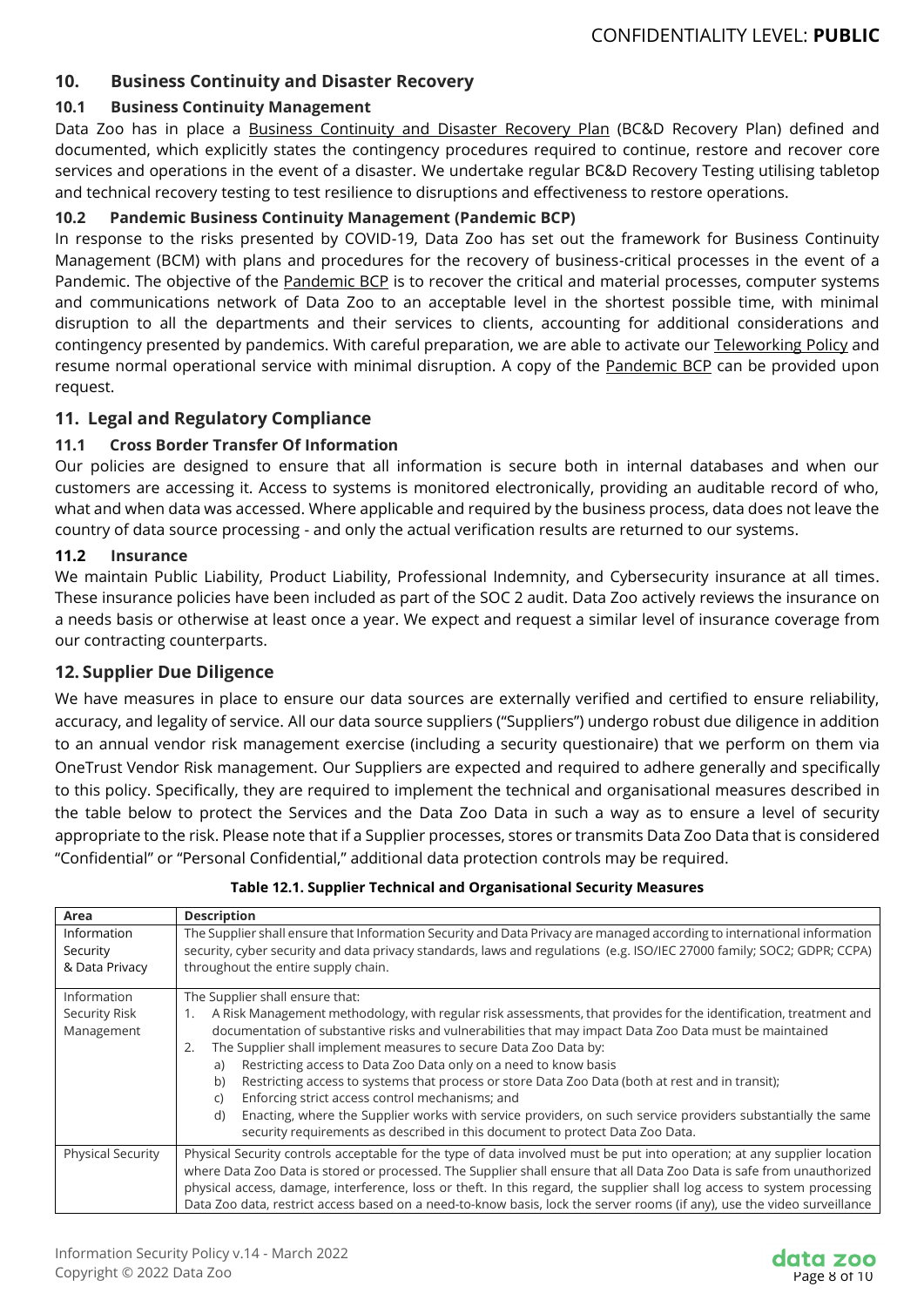## 10. Business Continuity and Disaster Recovery

### 10.1 Business Continuity Management

Data Zoo has in place a Business Continuity and Disaster Recovery Plan (BC&D Recovery Plan) defined and documented, which explicitly states the contingency procedures required to continue, restore and recover core services and operations in the event of a disaster. We undertake regular BC&D Recovery Testing utilising tabletop and technical recovery testing to test resilience to disruptions and effectiveness to restore operations.

### 10.2 Pandemic Business Continuity Management (Pandemic BCP)

In response to the risks presented by COVID-19, Data Zoo has set out the framework for Business Continuity Management (BCM) with plans and procedures for the recovery of business-critical processes in the event of a Pandemic. The objective of the Pandemic BCP is to recover the critical and material processes, computer systems and communications network of Data Zoo to an acceptable level in the shortest possible time, with minimal disruption to all the departments and their services to clients, accounting for additional considerations and contingency presented by pandemics. With careful preparation, we are able to activate our Teleworking Policy and resume normal operational service with minimal disruption. A copy of the Pandemic BCP can be provided upon request.

## 11. Legal and Regulatory Compliance

### 11.1 Cross Border Transfer Of Information

Our policies are designed to ensure that all information is secure both in internal databases and when our customers are accessing it. Access to systems is monitored electronically, providing an auditable record of who, what and when data was accessed. Where applicable and required by the business process, data does not leave the country of data source processing - and only the actual verification results are returned to our systems.

### 11.2 Insurance

We maintain Public Liability, Product Liability, Professional Indemnity, and Cybersecurity insurance at all times. These insurance policies have been included as part of the SOC 2 audit. Data Zoo actively reviews the insurance on a needs basis or otherwise at least once a year. We expect and request a similar level of insurance coverage from our contracting counterparts.

## 12. Supplier Due Diligence

We have measures in place to ensure our data sources are externally verified and certified to ensure reliability, accuracy, and legality of service. All our data source suppliers ("Suppliers") undergo robust due diligence in addition to an annual vendor risk management exercise (including a security questionaire) that we perform on them via OneTrust Vendor Risk management. Our Suppliers are expected and required to adhere generally and specifically to this policy. Specifically, they are required to implement the technical and organisational measures described in the table below to protect the Services and the Data Zoo Data in such a way as to ensure a level of security appropriate to the risk. Please note that if a Supplier processes, stores or transmits Data Zoo Data that is considered "Confidential" or "Personal Confidential," additional data protection controls may be required.

**Table 12.1. Supplier Technical and Organisational Security Measures**

| Area | Description |
|---|---|
| Information Security & Data Privacy | The Supplier shall ensure that Information Security and Data Privacy are managed according to international information security, cyber security and data privacy standards, laws and regulations (e.g. ISO/IEC 27000 family; SOC2; GDPR; CCPA) throughout the entire supply chain. |
| Information Security Risk Management | The Supplier shall ensure that:<br>1. A Risk Management methodology, with regular risk assessments, that provides for the identification, treatment and documentation of substantive risks and vulnerabilities that may impact Data Zoo Data must be maintained<br>2. The Supplier shall implement measures to secure Data Zoo Data by:<br>a) Restricting access to Data Zoo Data only on a need to know basis<br>b) Restricting access to systems that process or store Data Zoo Data (both at rest and in transit);<br>c) Enforcing strict access control mechanisms; and<br>d) Enacting, where the Supplier works with service providers, on such service providers substantially the same security requirements as described in this document to protect Data Zoo Data. |
| Physical Security | Physical Security controls acceptable for the type of data involved must be put into operation; at any supplier location where Data Zoo Data is stored or processed. The Supplier shall ensure that all Data Zoo Data is safe from unauthorized physical access, damage, interference, loss or theft. In this regard, the supplier shall log access to system processing Data Zoo data, restrict access based on a need-to-know basis, lock the server rooms (if any), use the video surveillance |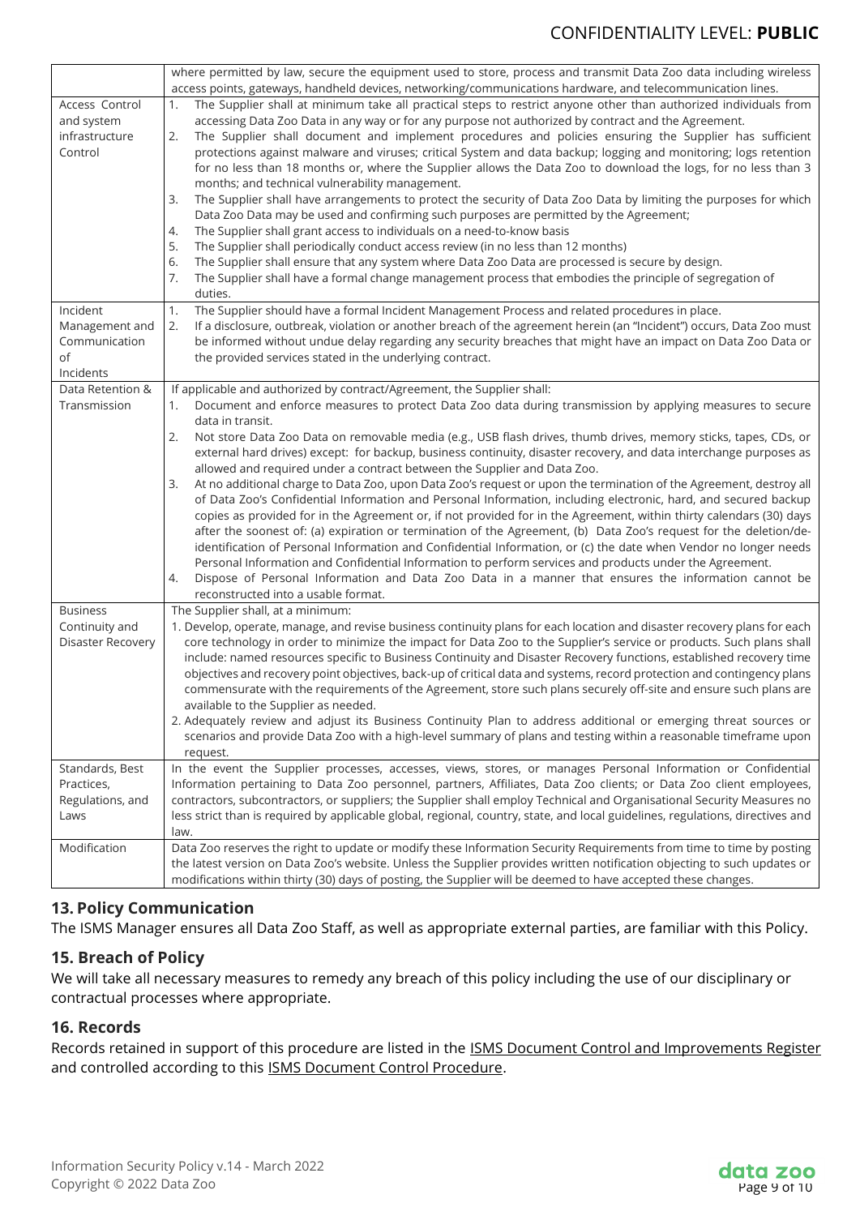| | |
|---|---|
| | where permitted by law, secure the equipment used to store, process and transmit Data Zoo data including wireless access points, gateways, handheld devices, networking/communications hardware, and telecommunication lines. |
| Access Control and system infrastructure Control | 1. The Supplier shall at minimum take all practical steps to restrict anyone other than authorized individuals from accessing Data Zoo Data in any way or for any purpose not authorized by contract and the Agreement.<br>2. The Supplier shall document and implement procedures and policies ensuring the Supplier has sufficient protections against malware and viruses; critical System and data backup; logging and monitoring; logs retention for no less than 18 months or, where the Supplier allows the Data Zoo to download the logs, for no less than 3 months; and technical vulnerability management.<br>3. The Supplier shall have arrangements to protect the security of Data Zoo Data by limiting the purposes for which Data Zoo Data may be used and confirming such purposes are permitted by the Agreement;<br>4. The Supplier shall grant access to individuals on a need-to-know basis<br>5. The Supplier shall periodically conduct access review (in no less than 12 months)<br>6. The Supplier shall ensure that any system where Data Zoo Data are processed is secure by design.<br>7. The Supplier shall have a formal change management process that embodies the principle of segregation of duties. |
| Incident Management and Communication of Incidents | 1. The Supplier should have a formal Incident Management Process and related procedures in place.<br>2. If a disclosure, outbreak, violation or another breach of the agreement herein (an "Incident") occurs, Data Zoo must be informed without undue delay regarding any security breaches that might have an impact on Data Zoo Data or the provided services stated in the underlying contract. |
| Data Retention & Transmission | If applicable and authorized by contract/Agreement, the Supplier shall:<br>1. Document and enforce measures to protect Data Zoo data during transmission by applying measures to secure data in transit.<br>2. Not store Data Zoo Data on removable media (e.g., USB flash drives, thumb drives, memory sticks, tapes, CDs, or external hard drives) except: for backup, business continuity, disaster recovery, and data interchange purposes as allowed and required under a contract between the Supplier and Data Zoo.<br>3. At no additional charge to Data Zoo, upon Data Zoo's request or upon the termination of the Agreement, destroy all of Data Zoo's Confidential Information and Personal Information, including electronic, hard, and secured backup copies as provided for in the Agreement or, if not provided for in the Agreement, within thirty calendars (30) days after the soonest of: (a) expiration or termination of the Agreement, (b) Data Zoo's request for the deletion/de-identification of Personal Information and Confidential Information, or (c) the date when Vendor no longer needs Personal Information and Confidential Information to perform services and products under the Agreement.<br>4. Dispose of Personal Information and Data Zoo Data in a manner that ensures the information cannot be reconstructed into a usable format. |
| Business Continuity and Disaster Recovery | The Supplier shall, at a minimum:<br>1. Develop, operate, manage, and revise business continuity plans for each location and disaster recovery plans for each core technology in order to minimize the impact for Data Zoo to the Supplier's service or products. Such plans shall include: named resources specific to Business Continuity and Disaster Recovery functions, established recovery time objectives and recovery point objectives, back-up of critical data and systems, record protection and contingency plans commensurate with the requirements of the Agreement, store such plans securely off-site and ensure such plans are available to the Supplier as needed.<br>2. Adequately review and adjust its Business Continuity Plan to address additional or emerging threat sources or scenarios and provide Data Zoo with a high-level summary of plans and testing within a reasonable timeframe upon request. |
| Standards, Best Practices, Regulations, and Laws | In the event the Supplier processes, accesses, views, stores, or manages Personal Information or Confidential Information pertaining to Data Zoo personnel, partners, Affiliates, Data Zoo clients; or Data Zoo client employees, contractors, subcontractors, or suppliers; the Supplier shall employ Technical and Organisational Security Measures no less strict than is required by applicable global, regional, country, state, and local guidelines, regulations, directives and law. |
| Modification | Data Zoo reserves the right to update or modify these Information Security Requirements from time to time by posting the latest version on Data Zoo's website. Unless the Supplier provides written notification objecting to such updates or modifications within thirty (30) days of posting, the Supplier will be deemed to have accepted these changes. |

## 13. Policy Communication

The ISMS Manager ensures all Data Zoo Staff, as well as appropriate external parties, are familiar with this Policy.

## 15. Breach of Policy

We will take all necessary measures to remedy any breach of this policy including the use of our disciplinary or contractual processes where appropriate.

## 16. Records

Records retained in support of this procedure are listed in the ISMS Document Control and Improvements Register and controlled according to this ISMS Document Control Procedure.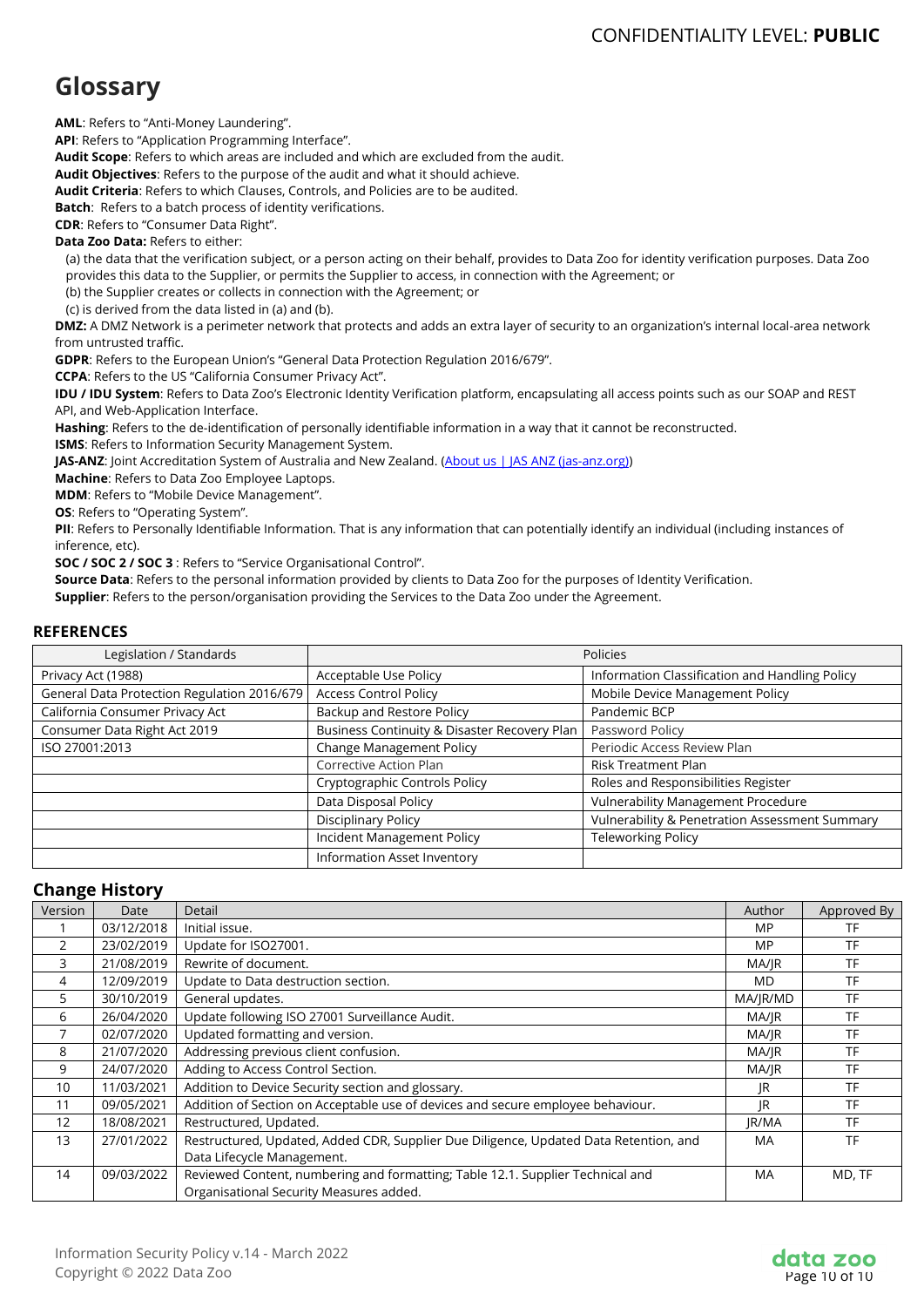# Glossary

**AML**: Refers to "Anti-Money Laundering".
**API**: Refers to "Application Programming Interface".
**Audit Scope**: Refers to which areas are included and which are excluded from the audit.
**Audit Objectives**: Refers to the purpose of the audit and what it should achieve.
**Audit Criteria**: Refers to which Clauses, Controls, and Policies are to be audited.
**Batch**: Refers to a batch process of identity verifications.
**CDR**: Refers to "Consumer Data Right".
**Data Zoo Data:** Refers to either:

(a) the data that the verification subject, or a person acting on their behalf, provides to Data Zoo for identity verification purposes. Data Zoo provides this data to the Supplier, or permits the Supplier to access, in connection with the Agreement; or
(b) the Supplier creates or collects in connection with the Agreement; or
(c) is derived from the data listed in (a) and (b).

**DMZ:** A DMZ Network is a perimeter network that protects and adds an extra layer of security to an organization's internal local-area network from untrusted traffic.
**GDPR**: Refers to the European Union's "General Data Protection Regulation 2016/679".
**CCPA**: Refers to the US "California Consumer Privacy Act".
**IDU / IDU System**: Refers to Data Zoo's Electronic Identity Verification platform, encapsulating all access points such as our SOAP and REST API, and Web-Application Interface.
**Hashing**: Refers to the de-identification of personally identifiable information in a way that it cannot be reconstructed.
**ISMS**: Refers to Information Security Management System.
**JAS-ANZ**: Joint Accreditation System of Australia and New Zealand. (About us | JAS ANZ (jas-anz.org))
**Machine**: Refers to Data Zoo Employee Laptops.
**MDM**: Refers to "Mobile Device Management".
**OS**: Refers to "Operating System".
**PII**: Refers to Personally Identifiable Information. That is any information that can potentially identify an individual (including instances of inference, etc).
**SOC / SOC 2 / SOC 3** : Refers to "Service Organisational Control".
**Source Data**: Refers to the personal information provided by clients to Data Zoo for the purposes of Identity Verification.
**Supplier**: Refers to the person/organisation providing the Services to the Data Zoo under the Agreement.

## REFERENCES

| Legislation / Standards | Policies | |
|---|---|---|
| Privacy Act (1988) | Acceptable Use Policy | Information Classification and Handling Policy |
| General Data Protection Regulation 2016/679 | Access Control Policy | Mobile Device Management Policy |
| California Consumer Privacy Act | Backup and Restore Policy | Pandemic BCP |
| Consumer Data Right Act 2019 | Business Continuity & Disaster Recovery Plan | Password Policy |
| ISO 27001:2013 | Change Management Policy | Periodic Access Review Plan |
| | Corrective Action Plan | Risk Treatment Plan |
| | Cryptographic Controls Policy | Roles and Responsibilities Register |
| | Data Disposal Policy | Vulnerability Management Procedure |
| | Disciplinary Policy | Vulnerability & Penetration Assessment Summary |
| | Incident Management Policy | Teleworking Policy |
| | Information Asset Inventory | |

## Change History

| Version | Date | Detail | Author | Approved By |
|---|---|---|---|---|
| 1 | 03/12/2018 | Initial issue. | MP | TF |
| 2 | 23/02/2019 | Update for ISO27001. | MP | TF |
| 3 | 21/08/2019 | Rewrite of document. | MA/JR | TF |
| 4 | 12/09/2019 | Update to Data destruction section. | MD | TF |
| 5 | 30/10/2019 | General updates. | MA/JR/MD | TF |
| 6 | 26/04/2020 | Update following ISO 27001 Surveillance Audit. | MA/JR | TF |
| 7 | 02/07/2020 | Updated formatting and version. | MA/JR | TF |
| 8 | 21/07/2020 | Addressing previous client confusion. | MA/JR | TF |
| 9 | 24/07/2020 | Adding to Access Control Section. | MA/JR | TF |
| 10 | 11/03/2021 | Addition to Device Security section and glossary. | JR | TF |
| 11 | 09/05/2021 | Addition of Section on Acceptable use of devices and secure employee behaviour. | JR | TF |
| 12 | 18/08/2021 | Restructured, Updated. | JR/MA | TF |
| 13 | 27/01/2022 | Restructured, Updated, Added CDR, Supplier Due Diligence, Updated Data Retention, and Data Lifecycle Management. | MA | TF |
| 14 | 09/03/2022 | Reviewed Content, numbering and formatting; Table 12.1. Supplier Technical and Organisational Security Measures added. | MA | MD, TF |